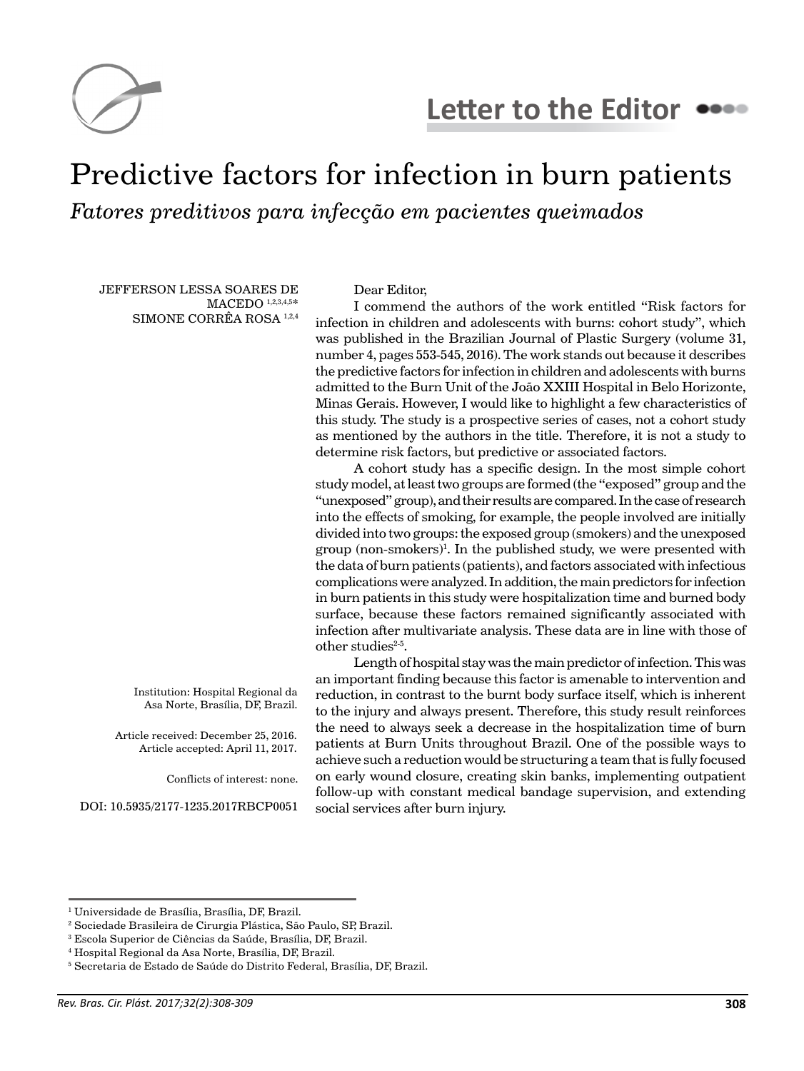Letter to the Editor

# Predictive factors for infection in burn patients

*Fatores preditivos para infecção em pacientes queimados*

JEFFERSON LESSA SOARES DE MACEDO [1,2,3,4,5]*
SIMONE CORRÊA ROSA [1,2,4]

Institution: Hospital Regional da Asa Norte, Brasília, DF, Brazil.

Article received: December 25, 2016.
Article accepted: April 11, 2017.

Conflicts of interest: none.

DOI: 10.5935/2177-1235.2017RBCP0051

Dear Editor,

I commend the authors of the work entitled "Risk factors for infection in children and adolescents with burns: cohort study", which was published in the Brazilian Journal of Plastic Surgery (volume 31, number 4, pages 553-545, 2016). The work stands out because it describes the predictive factors for infection in children and adolescents with burns admitted to the Burn Unit of the João XXIII Hospital in Belo Horizonte, Minas Gerais. However, I would like to highlight a few characteristics of this study. The study is a prospective series of cases, not a cohort study as mentioned by the authors in the title. Therefore, it is not a study to determine risk factors, but predictive or associated factors.

A cohort study has a specific design. In the most simple cohort study model, at least two groups are formed (the "exposed" group and the "unexposed" group), and their results are compared. In the case of research into the effects of smoking, for example, the people involved are initially divided into two groups: the exposed group (smokers) and the unexposed group (non-smokers)[1]. In the published study, we were presented with the data of burn patients (patients), and factors associated with infectious complications were analyzed. In addition, the main predictors for infection in burn patients in this study were hospitalization time and burned body surface, because these factors remained significantly associated with infection after multivariate analysis. These data are in line with those of other studies[2-5].

Length of hospital stay was the main predictor of infection. This was an important finding because this factor is amenable to intervention and reduction, in contrast to the burnt body surface itself, which is inherent to the injury and always present. Therefore, this study result reinforces the need to always seek a decrease in the hospitalization time of burn patients at Burn Units throughout Brazil. One of the possible ways to achieve such a reduction would be structuring a team that is fully focused on early wound closure, creating skin banks, implementing outpatient follow-up with constant medical bandage supervision, and extending social services after burn injury.

---

[1] Universidade de Brasília, Brasília, DF, Brazil.
[2] Sociedade Brasileira de Cirurgia Plástica, São Paulo, SP, Brazil.
[3] Escola Superior de Ciências da Saúde, Brasília, DF, Brazil.
[4] Hospital Regional da Asa Norte, Brasília, DF, Brazil.
[5] Secretaria de Estado de Saúde do Distrito Federal, Brasília, DF, Brazil.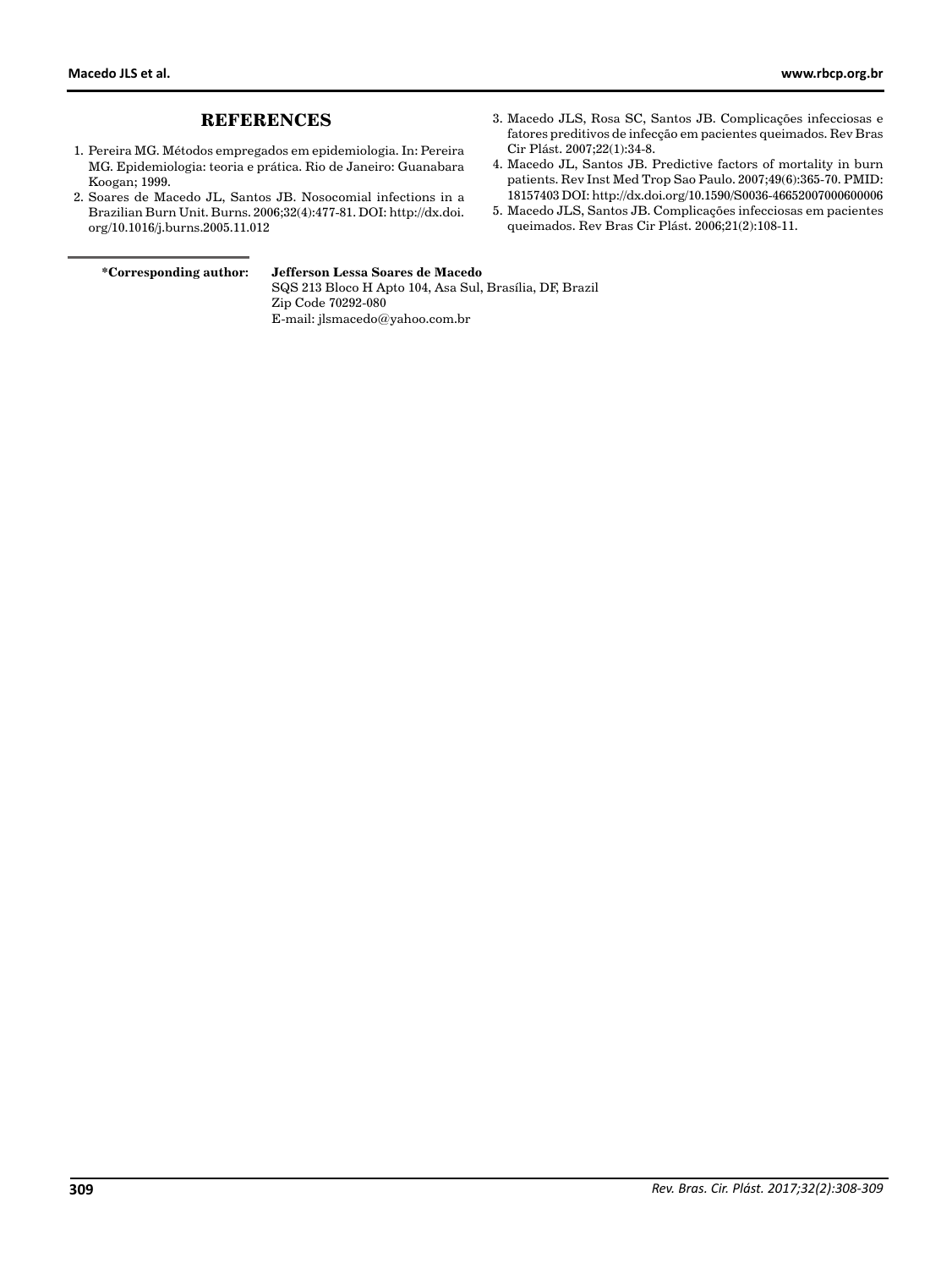## REFERENCES

1. Pereira MG. Métodos empregados em epidemiologia. In: Pereira MG. Epidemiologia: teoria e prática. Rio de Janeiro: Guanabara Koogan; 1999.
2. Soares de Macedo JL, Santos JB. Nosocomial infections in a Brazilian Burn Unit. Burns. 2006;32(4):477-81. DOI: http://dx.doi.org/10.1016/j.burns.2005.11.012
3. Macedo JLS, Rosa SC, Santos JB. Complicações infecciosas e fatores preditivos de infecção em pacientes queimados. Rev Bras Cir Plást. 2007;22(1):34-8.
4. Macedo JL, Santos JB. Predictive factors of mortality in burn patients. Rev Inst Med Trop Sao Paulo. 2007;49(6):365-70. PMID: 18157403 DOI: http://dx.doi.org/10.1590/S0036-46652007000600006
5. Macedo JLS, Santos JB. Complicações infecciosas em pacientes queimados. Rev Bras Cir Plást. 2006;21(2):108-11.

**\*Corresponding author:** **Jefferson Lessa Soares de Macedo**
SQS 213 Bloco H Apto 104, Asa Sul, Brasília, DF, Brazil
Zip Code 70292-080
E-mail: jlsmacedo@yahoo.com.br